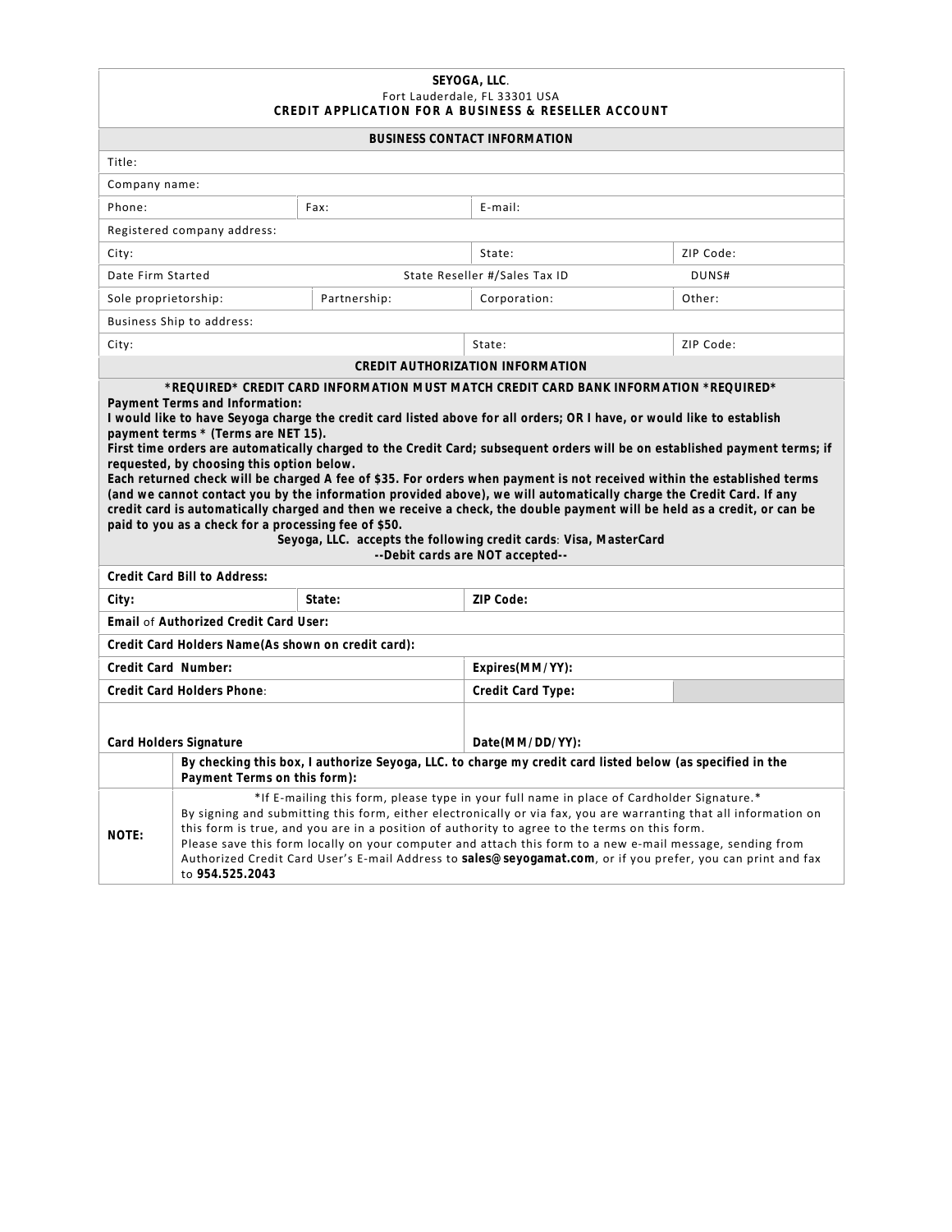**SEYOGA, LLC**.
Fort Lauderdale, FL 33301 USA
**CREDIT APPLICATION FOR A BUSINESS & RESELLER ACCOUNT**

**BUSINESS CONTACT INFORMATION**

| | | | |
|---|---|---|---|
| Title: | | | |
| Company name: | | | |
| Phone: | Fax: | E-mail: | |
| Registered company address: | | | |
| City: | | State: | ZIP Code: |
| Date Firm Started | | State Reseller #/Sales Tax ID | DUNS# |
| Sole proprietorship: | Partnership: | Corporation: | Other: |
| Business Ship to address: | | | |
| City: | | State: | ZIP Code: |

**CREDIT AUTHORIZATION INFORMATION**

***REQUIRED* CREDIT CARD INFORMATION MUST MATCH CREDIT CARD BANK INFORMATION *REQUIRED***

**Payment Terms and Information:**
**I would like to have Seyoga charge the credit card listed above for all orders; OR I have, or would like to establish payment terms * (Terms are NET 15).**
**First time orders are automatically charged to the Credit Card; subsequent orders will be on established payment terms; if requested, by choosing this option below.**
**Each returned check will be charged A fee of $35. For orders when payment is not received within the established terms (and we cannot contact you by the information provided above), we will automatically charge the Credit Card. If any credit card is automatically charged and then we receive a check, the double payment will be held as a credit, or can be paid to you as a check for a processing fee of $50.**

**Seyoga, LLC. accepts the following credit cards: Visa, MasterCard**
**--Debit cards are NOT accepted--**

| | | | |
|---|---|---|---|
| **Credit Card Bill to Address:** | | | |
| **City:** | **State:** | **ZIP Code:** | |
| **Email** of **Authorized Credit Card User:** | | | |
| **Credit Card Holders Name(As shown on credit card):** | | | |
| **Credit Card Number:** | | **Expires(MM/YY):** | |
| **Credit Card Holders Phone**: | | **Credit Card Type:** | |
| **Card Holders Signature** | | **Date(MM/DD/YY):** | |
| | **By checking this box, I authorize Seyoga, LLC. to charge my credit card listed below (as specified in the Payment Terms on this form):** | | |
| **NOTE:** | *If E-mailing this form, please type in your full name in place of Cardholder Signature.* By signing and submitting this form, either electronically or via fax, you are warranting that all information on this form is true, and you are in a position of authority to agree to the terms on this form. Please save this form locally on your computer and attach this form to a new e-mail message, sending from Authorized Credit Card User's E-mail Address to **sales@seyogamat.com**, or if you prefer, you can print and fax to **954.525.2043** | | |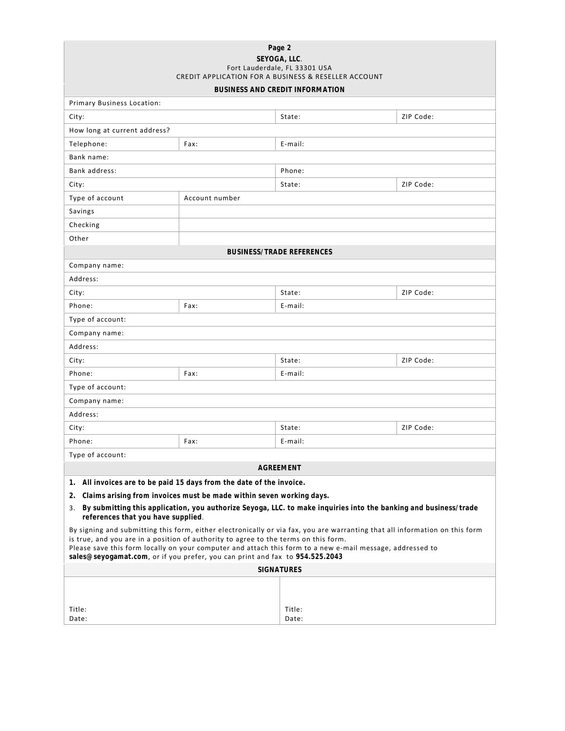**Page 2**
**SEYOGA, LLC**.
Fort Lauderdale, FL 33301 USA
CREDIT APPLICATION FOR A BUSINESS & RESELLER ACCOUNT

**BUSINESS AND CREDIT INFORMATION**

| | | | |
|---|---|---|---|
| Primary Business Location: | | | |
| City: | | State: | ZIP Code: |
| How long at current address? | | | |
| Telephone: | Fax: | E-mail: | |
| Bank name: | | | |
| Bank address: | | Phone: | |
| City: | | State: | ZIP Code: |
| Type of account | Account number | | |
| Savings | | | |
| Checking | | | |
| Other | | | |

**BUSINESS/TRADE REFERENCES**

| | | | |
|---|---|---|---|
| Company name: | | | |
| Address: | | | |
| City: | | State: | ZIP Code: |
| Phone: | Fax: | E-mail: | |
| Type of account: | | | |
| Company name: | | | |
| Address: | | | |
| City: | | State: | ZIP Code: |
| Phone: | Fax: | E-mail: | |
| Type of account: | | | |
| Company name: | | | |
| Address: | | | |
| City: | | State: | ZIP Code: |
| Phone: | Fax: | E-mail: | |
| Type of account: | | | |

**AGREEMENT**

1. **All invoices are to be paid 15 days from the date of the invoice.**
2. **Claims arising from invoices must be made within seven working days.**
3. **By submitting this application, you authorize Seyoga, LLC. to make inquiries into the banking and business/trade references that you have supplied**.

By signing and submitting this form, either electronically or via fax, you are warranting that all information on this form is true, and you are in a position of authority to agree to the terms on this form.
Please save this form locally on your computer and attach this form to a new e-mail message, addressed to **sales@seyogamat.com**, or if you prefer, you can print and fax to **954.525.2043**

**SIGNATURES**

| | |
|---|---|
| Title: | Title: |
| Date: | Date: |